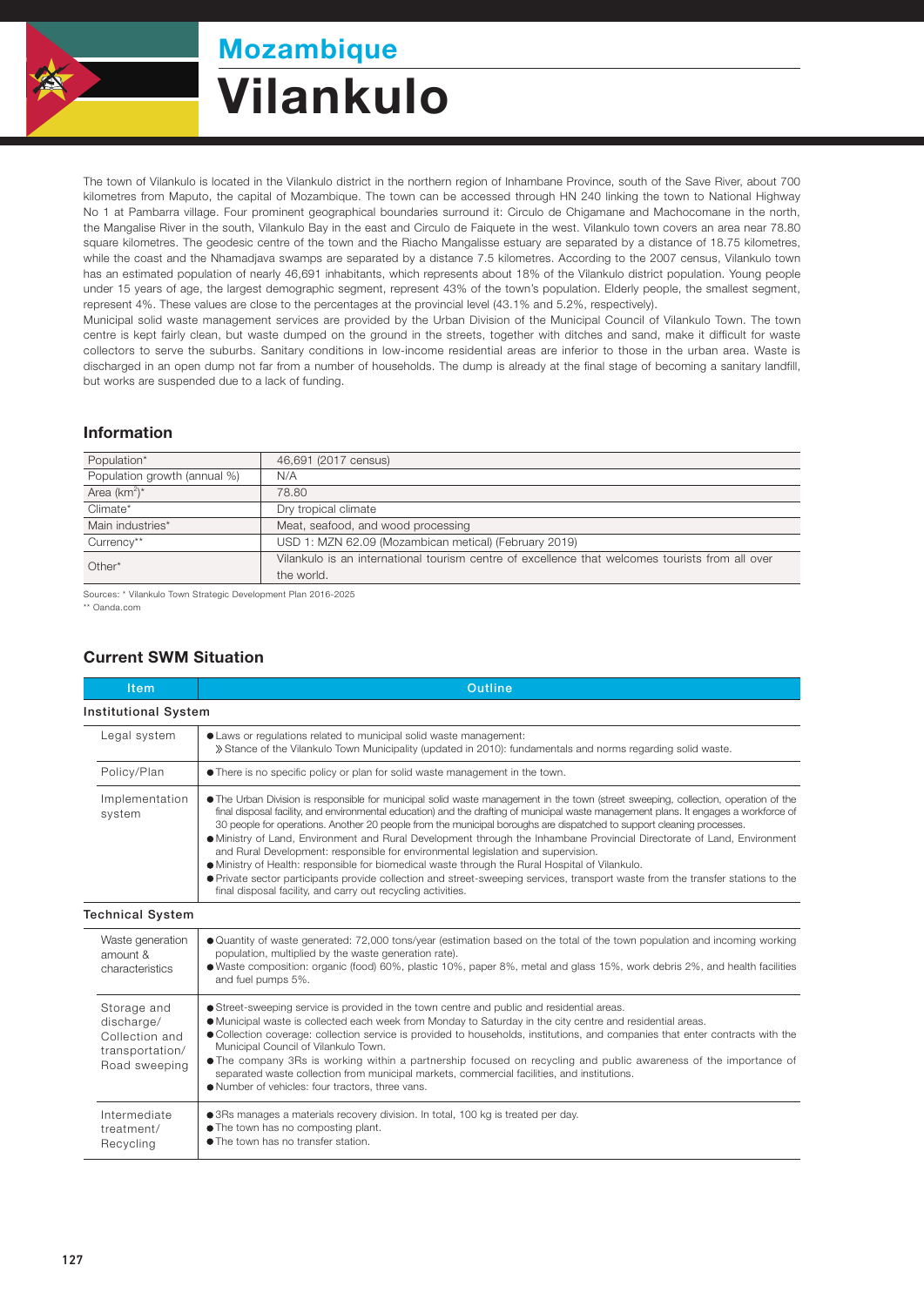# Mozambique

# Vilankulo

The town of Vilankulo is located in the Vilankulo district in the northern region of Inhambane Province, south of the Save River, about 700 kilometres from Maputo, the capital of Mozambique. The town can be accessed through HN 240 linking the town to National Highway No 1 at Pambarra village. Four prominent geographical boundaries surround it: Circulo de Chigamane and Machocomane in the north, the Mangalise River in the south, Vilankulo Bay in the east and Circulo de Faiquete in the west. Vilankulo town covers an area near 78.80 square kilometres. The geodesic centre of the town and the Riacho Mangalisse estuary are separated by a distance of 18.75 kilometres, while the coast and the Nhamadjava swamps are separated by a distance 7.5 kilometres. According to the 2007 census, Vilankulo town has an estimated population of nearly 46,691 inhabitants, which represents about 18% of the Vilankulo district population. Young people under 15 years of age, the largest demographic segment, represent 43% of the town's population. Elderly people, the smallest segment, represent 4%. These values are close to the percentages at the provincial level (43.1% and 5.2%, respectively).

Municipal solid waste management services are provided by the Urban Division of the Municipal Council of Vilankulo Town. The town centre is kept fairly clean, but waste dumped on the ground in the streets, together with ditches and sand, make it difficult for waste collectors to serve the suburbs. Sanitary conditions in low-income residential areas are inferior to those in the urban area. Waste is discharged in an open dump not far from a number of households. The dump is already at the final stage of becoming a sanitary landfill, but works are suspended due to a lack of funding.

## Information

| | |
|---|---|
| Population* | 46,691 (2017 census) |
| Population growth (annual %) | N/A |
| Area (km$^2$)* | 78.80 |
| Climate* | Dry tropical climate |
| Main industries* | Meat, seafood, and wood processing |
| Currency** | USD 1: MZN 62.09 (Mozambican metical) (February 2019) |
| Other* | Vilankulo is an international tourism centre of excellence that welcomes tourists from all over the world. |

Sources: * Vilankulo Town Strategic Development Plan 2016-2025
** Oanda.com

## Current SWM Situation

| Item | Outline |
|---|---|
| **Institutional System** | |
| Legal system | ● Laws or regulations related to municipal solid waste management:<br>» Stance of the Vilankulo Town Municipality (updated in 2010): fundamentals and norms regarding solid waste. |
| Policy/Plan | ● There is no specific policy or plan for solid waste management in the town. |
| Implementation system | ● The Urban Division is responsible for municipal solid waste management in the town (street sweeping, collection, operation of the final disposal facility, and environmental education) and the drafting of municipal waste management plans. It engages a workforce of 30 people for operations. Another 20 people from the municipal boroughs are dispatched to support cleaning processes.<br>● Ministry of Land, Environment and Rural Development through the Inhambane Provincial Directorate of Land, Environment and Rural Development: responsible for environmental legislation and supervision.<br>● Ministry of Health: responsible for biomedical waste through the Rural Hospital of Vilankulo.<br>● Private sector participants provide collection and street-sweeping services, transport waste from the transfer stations to the final disposal facility, and carry out recycling activities. |
| **Technical System** | |
| Waste generation amount & characteristics | ● Quantity of waste generated: 72,000 tons/year (estimation based on the total of the town population and incoming working population, multiplied by the waste generation rate).<br>● Waste composition: organic (food) 60%, plastic 10%, paper 8%, metal and glass 15%, work debris 2%, and health facilities and fuel pumps 5%. |
| Storage and discharge/ Collection and transportation/ Road sweeping | ● Street-sweeping service is provided in the town centre and public and residential areas.<br>● Municipal waste is collected each week from Monday to Saturday in the city centre and residential areas.<br>● Collection coverage: collection service is provided to households, institutions, and companies that enter contracts with the Municipal Council of Vilankulo Town.<br>● The company 3Rs is working within a partnership focused on recycling and public awareness of the importance of separated waste collection from municipal markets, commercial facilities, and institutions.<br>● Number of vehicles: four tractors, three vans. |
| Intermediate treatment/ Recycling | ● 3Rs manages a materials recovery division. In total, 100 kg is treated per day.<br>● The town has no composting plant.<br>● The town has no transfer station. |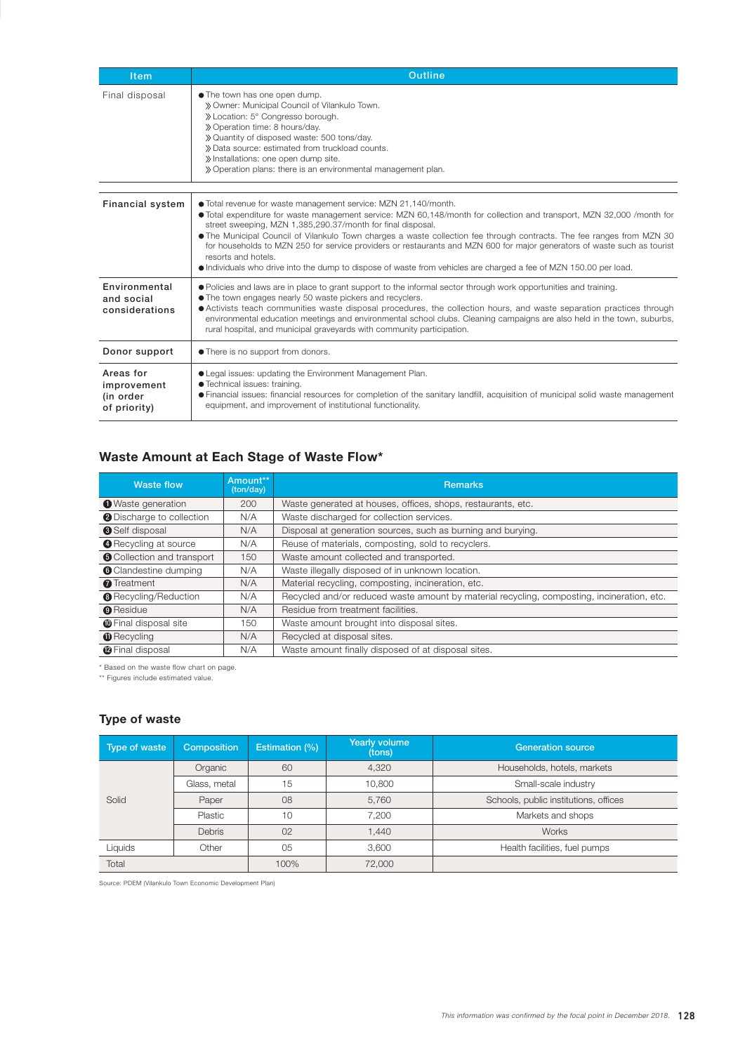| Item | Outline |
|---|---|
| Final disposal | ● The town has one open dump.<br>» Owner: Municipal Council of Vilankulo Town.<br>» Location: 5° Congresso borough.<br>» Operation time: 8 hours/day.<br>» Quantity of disposed waste: 500 tons/day.<br>» Data source: estimated from truckload counts.<br>» Installations: one open dump site.<br>» Operation plans: there is an environmental management plan. |

| | |
|---|---|
| **Financial system** | ● Total revenue for waste management service: MZN 21,140/month.<br>● Total expenditure for waste management service: MZN 60,148/month for collection and transport, MZN 32,000 /month for street sweeping, MZN 1,385,290.37/month for final disposal.<br>● The Municipal Council of Vilankulo Town charges a waste collection fee through contracts. The fee ranges from MZN 30 for households to MZN 250 for service providers or restaurants and MZN 600 for major generators of waste such as tourist resorts and hotels.<br>● Individuals who drive into the dump to dispose of waste from vehicles are charged a fee of MZN 150.00 per load. |
| **Environmental and social considerations** | ● Policies and laws are in place to grant support to the informal sector through work opportunities and training.<br>● The town engages nearly 50 waste pickers and recyclers.<br>● Activists teach communities waste disposal procedures, the collection hours, and waste separation practices through environmental education meetings and environmental school clubs. Cleaning campaigns are also held in the town, suburbs, rural hospital, and municipal graveyards with community participation. |
| **Donor support** | ● There is no support from donors. |
| **Areas for improvement (in order of priority)** | ● Legal issues: updating the Environment Management Plan.<br>● Technical issues: training.<br>● Financial issues: financial resources for completion of the sanitary landfill, acquisition of municipal solid waste management equipment, and improvement of institutional functionality. |

## Waste Amount at Each Stage of Waste Flow*

| Waste flow | Amount** (ton/day) | Remarks |
|---|---|---|
| ❶ Waste generation | 200 | Waste generated at houses, offices, shops, restaurants, etc. |
| ❷ Discharge to collection | N/A | Waste discharged for collection services. |
| ❸ Self disposal | N/A | Disposal at generation sources, such as burning and burying. |
| ❹ Recycling at source | N/A | Reuse of materials, composting, sold to recyclers. |
| ❺ Collection and transport | 150 | Waste amount collected and transported. |
| ❻ Clandestine dumping | N/A | Waste illegally disposed of in unknown location. |
| ❼ Treatment | N/A | Material recycling, composting, incineration, etc. |
| ❽ Recycling/Reduction | N/A | Recycled and/or reduced waste amount by material recycling, composting, incineration, etc. |
| ❾ Residue | N/A | Residue from treatment facilities. |
| ❿ Final disposal site | 150 | Waste amount brought into disposal sites. |
| ⓫ Recycling | N/A | Recycled at disposal sites. |
| ⓬ Final disposal | N/A | Waste amount finally disposed of at disposal sites. |

\* Based on the waste flow chart on page.
\*\* Figures include estimated value.

## Type of waste

| Type of waste | Composition | Estimation (%) | Yearly volume (tons) | Generation source |
|---|---|---|---|---|
| Solid | Organic | 60 | 4,320 | Households, hotels, markets |
| | Glass, metal | 15 | 10,800 | Small-scale industry |
| | Paper | 08 | 5,760 | Schools, public institutions, offices |
| | Plastic | 10 | 7,200 | Markets and shops |
| | Debris | 02 | 1,440 | Works |
| Liquids | Other | 05 | 3,600 | Health facilities, fuel pumps |
| Total | | 100% | 72,000 | |

Source: PDEM (Vilankulo Town Economic Development Plan)

*This information was confirmed by the focal point in December 2018.*